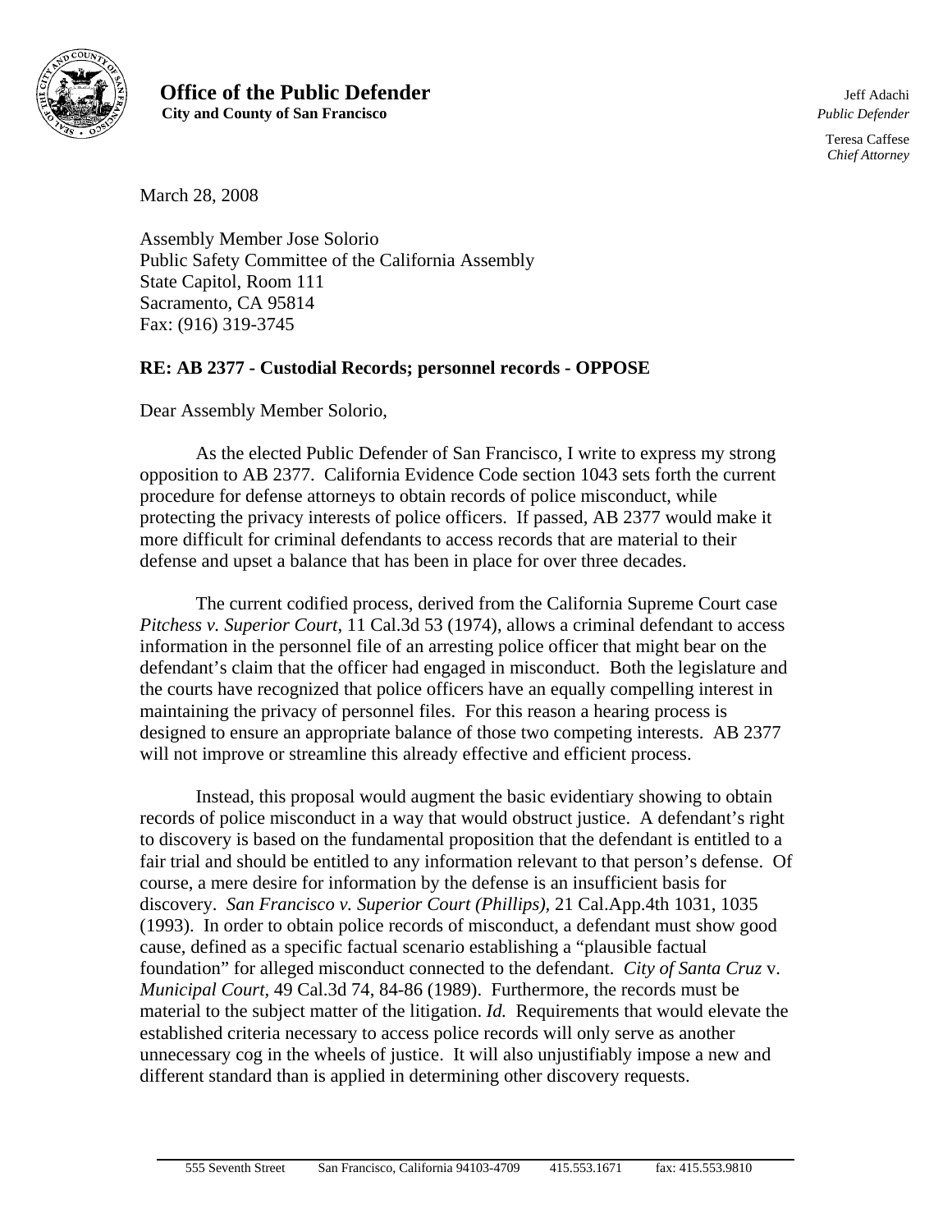**Office of the Public Defender**
**City and County of San Francisco**

Jeff Adachi
*Public Defender*

Teresa Caffese
*Chief Attorney*

March 28, 2008

Assembly Member Jose Solorio
Public Safety Committee of the California Assembly
State Capitol, Room 111
Sacramento, CA 95814
Fax: (916) 319-3745

**RE: AB 2377 - Custodial Records; personnel records - OPPOSE**

Dear Assembly Member Solorio,

As the elected Public Defender of San Francisco, I write to express my strong opposition to AB 2377. California Evidence Code section 1043 sets forth the current procedure for defense attorneys to obtain records of police misconduct, while protecting the privacy interests of police officers. If passed, AB 2377 would make it more difficult for criminal defendants to access records that are material to their defense and upset a balance that has been in place for over three decades.

The current codified process, derived from the California Supreme Court case *Pitchess v. Superior Court*, 11 Cal.3d 53 (1974), allows a criminal defendant to access information in the personnel file of an arresting police officer that might bear on the defendant's claim that the officer had engaged in misconduct. Both the legislature and the courts have recognized that police officers have an equally compelling interest in maintaining the privacy of personnel files. For this reason a hearing process is designed to ensure an appropriate balance of those two competing interests. AB 2377 will not improve or streamline this already effective and efficient process.

Instead, this proposal would augment the basic evidentiary showing to obtain records of police misconduct in a way that would obstruct justice. A defendant's right to discovery is based on the fundamental proposition that the defendant is entitled to a fair trial and should be entitled to any information relevant to that person's defense. Of course, a mere desire for information by the defense is an insufficient basis for discovery. *San Francisco v. Superior Court (Phillips)*, 21 Cal.App.4th 1031, 1035 (1993). In order to obtain police records of misconduct, a defendant must show good cause, defined as a specific factual scenario establishing a "plausible factual foundation" for alleged misconduct connected to the defendant. *City of Santa Cruz* v. *Municipal Court*, 49 Cal.3d 74, 84-86 (1989). Furthermore, the records must be material to the subject matter of the litigation. *Id.* Requirements that would elevate the established criteria necessary to access police records will only serve as another unnecessary cog in the wheels of justice. It will also unjustifiably impose a new and different standard than is applied in determining other discovery requests.

555 Seventh Street San Francisco, California 94103-4709 415.553.1671 fax: 415.553.9810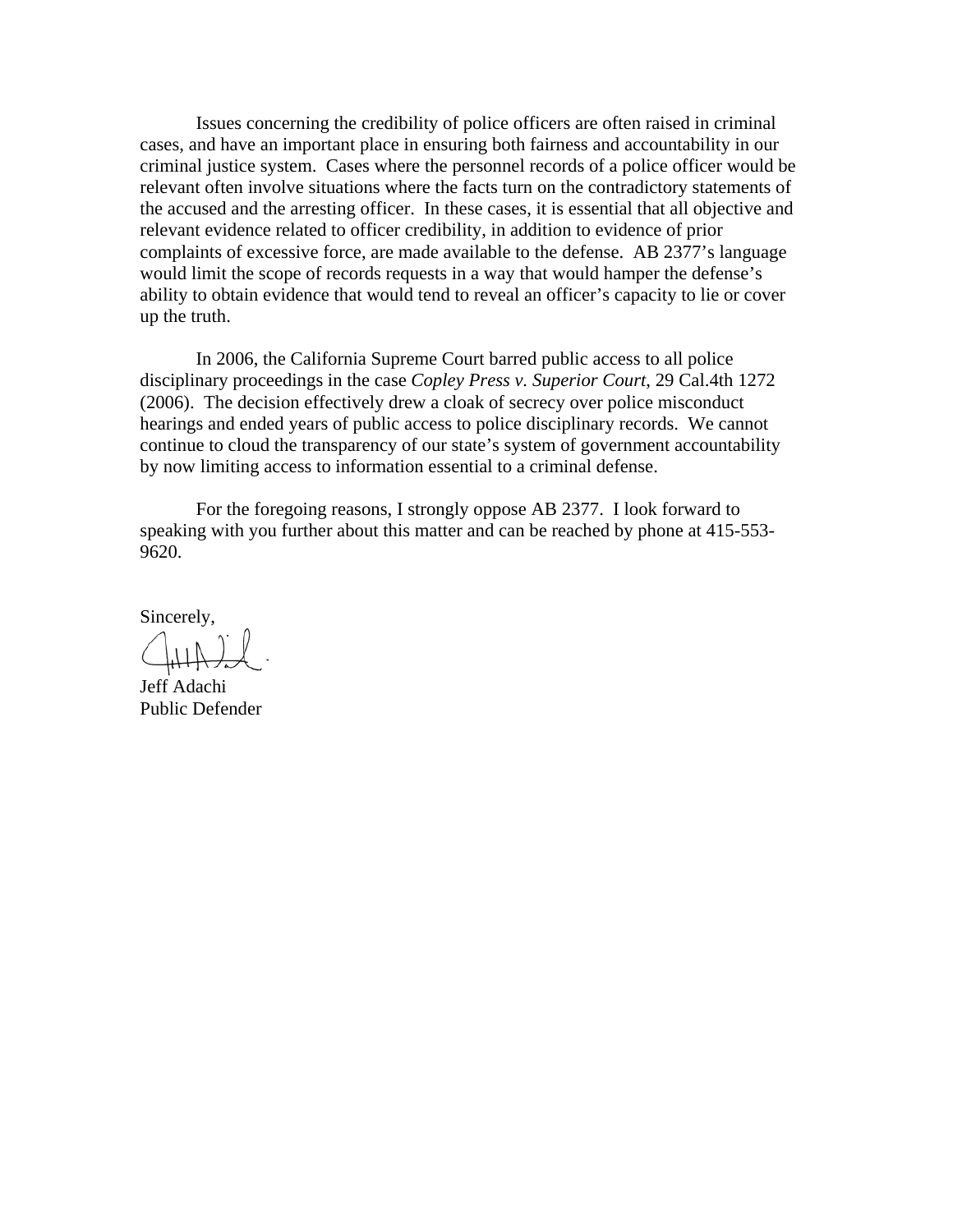Issues concerning the credibility of police officers are often raised in criminal cases, and have an important place in ensuring both fairness and accountability in our criminal justice system. Cases where the personnel records of a police officer would be relevant often involve situations where the facts turn on the contradictory statements of the accused and the arresting officer. In these cases, it is essential that all objective and relevant evidence related to officer credibility, in addition to evidence of prior complaints of excessive force, are made available to the defense. AB 2377's language would limit the scope of records requests in a way that would hamper the defense's ability to obtain evidence that would tend to reveal an officer's capacity to lie or cover up the truth.

In 2006, the California Supreme Court barred public access to all police disciplinary proceedings in the case *Copley Press v. Superior Court*, 29 Cal.4th 1272 (2006). The decision effectively drew a cloak of secrecy over police misconduct hearings and ended years of public access to police disciplinary records. We cannot continue to cloud the transparency of our state's system of government accountability by now limiting access to information essential to a criminal defense.

For the foregoing reasons, I strongly oppose AB 2377. I look forward to speaking with you further about this matter and can be reached by phone at 415-553-9620.

Sincerely,

Jeff Adachi
Public Defender